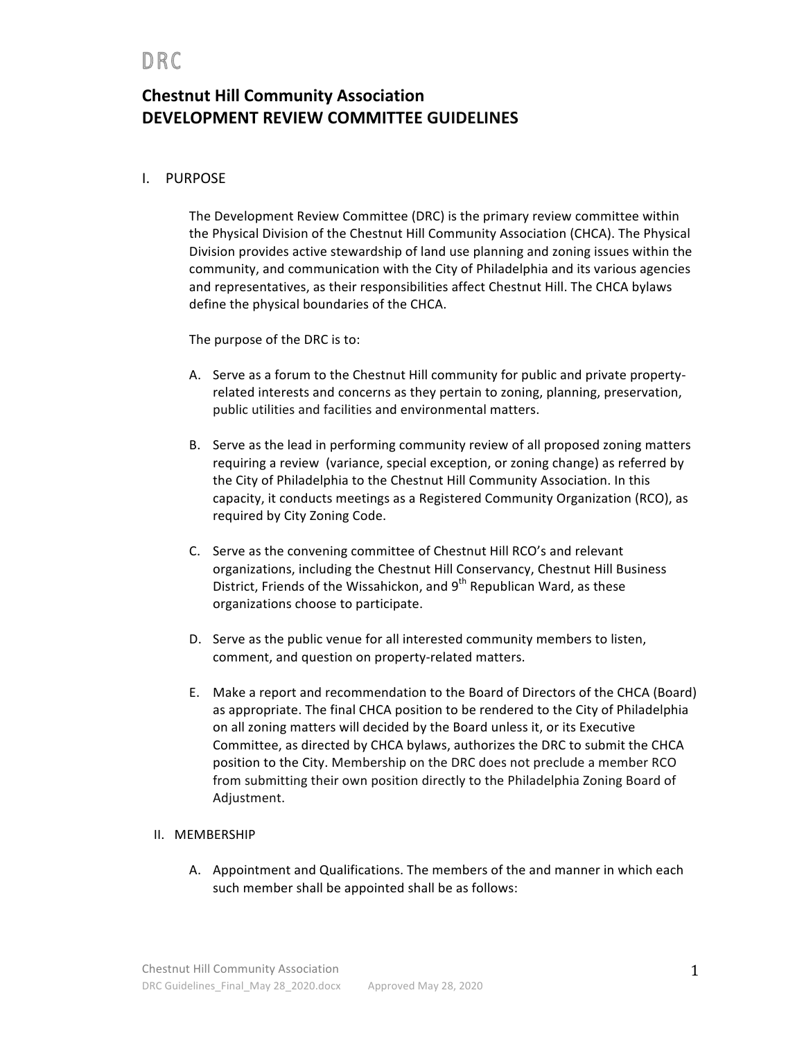# DRC

## Chestnut Hill Community Association
## DEVELOPMENT REVIEW COMMITTEE GUIDELINES

### I. PURPOSE

The Development Review Committee (DRC) is the primary review committee within the Physical Division of the Chestnut Hill Community Association (CHCA). The Physical Division provides active stewardship of land use planning and zoning issues within the community, and communication with the City of Philadelphia and its various agencies and representatives, as their responsibilities affect Chestnut Hill. The CHCA bylaws define the physical boundaries of the CHCA.

The purpose of the DRC is to:

A. Serve as a forum to the Chestnut Hill community for public and private property-related interests and concerns as they pertain to zoning, planning, preservation, public utilities and facilities and environmental matters.

B. Serve as the lead in performing community review of all proposed zoning matters requiring a review (variance, special exception, or zoning change) as referred by the City of Philadelphia to the Chestnut Hill Community Association. In this capacity, it conducts meetings as a Registered Community Organization (RCO), as required by City Zoning Code.

C. Serve as the convening committee of Chestnut Hill RCO's and relevant organizations, including the Chestnut Hill Conservancy, Chestnut Hill Business District, Friends of the Wissahickon, and 9th Republican Ward, as these organizations choose to participate.

D. Serve as the public venue for all interested community members to listen, comment, and question on property-related matters.

E. Make a report and recommendation to the Board of Directors of the CHCA (Board) as appropriate. The final CHCA position to be rendered to the City of Philadelphia on all zoning matters will decided by the Board unless it, or its Executive Committee, as directed by CHCA bylaws, authorizes the DRC to submit the CHCA position to the City. Membership on the DRC does not preclude a member RCO from submitting their own position directly to the Philadelphia Zoning Board of Adjustment.

### II. MEMBERSHIP

A. Appointment and Qualifications. The members of the and manner in which each such member shall be appointed shall be as follows: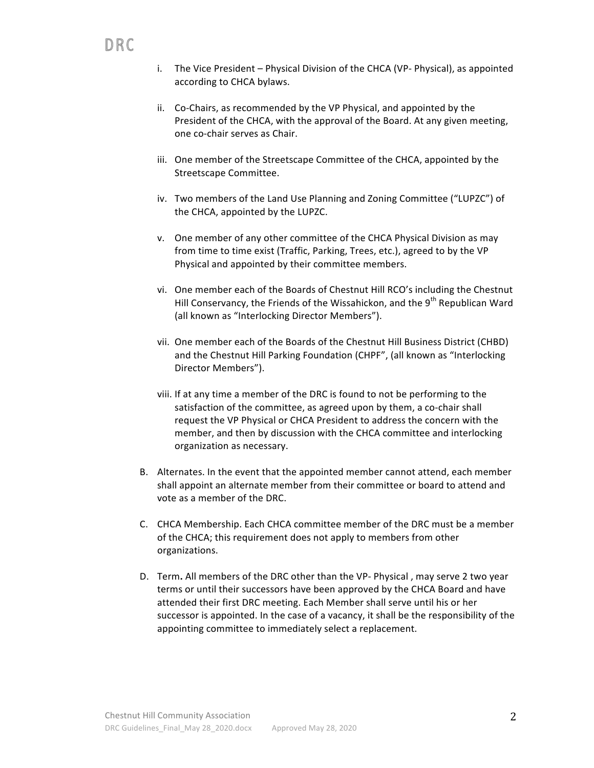i. The Vice President – Physical Division of the CHCA (VP- Physical), as appointed according to CHCA bylaws.

ii. Co-Chairs, as recommended by the VP Physical, and appointed by the President of the CHCA, with the approval of the Board. At any given meeting, one co-chair serves as Chair.

iii. One member of the Streetscape Committee of the CHCA, appointed by the Streetscape Committee.

iv. Two members of the Land Use Planning and Zoning Committee ("LUPZC") of the CHCA, appointed by the LUPZC.

v. One member of any other committee of the CHCA Physical Division as may from time to time exist (Traffic, Parking, Trees, etc.), agreed to by the VP Physical and appointed by their committee members.

vi. One member each of the Boards of Chestnut Hill RCO's including the Chestnut Hill Conservancy, the Friends of the Wissahickon, and the 9th Republican Ward (all known as "Interlocking Director Members").

vii. One member each of the Boards of the Chestnut Hill Business District (CHBD) and the Chestnut Hill Parking Foundation (CHPF", (all known as "Interlocking Director Members").

viii. If at any time a member of the DRC is found to not be performing to the satisfaction of the committee, as agreed upon by them, a co-chair shall request the VP Physical or CHCA President to address the concern with the member, and then by discussion with the CHCA committee and interlocking organization as necessary.

B. Alternates. In the event that the appointed member cannot attend, each member shall appoint an alternate member from their committee or board to attend and vote as a member of the DRC.

C. CHCA Membership. Each CHCA committee member of the DRC must be a member of the CHCA; this requirement does not apply to members from other organizations.

D. Term**.** All members of the DRC other than the VP- Physical , may serve 2 two year terms or until their successors have been approved by the CHCA Board and have attended their first DRC meeting. Each Member shall serve until his or her successor is appointed. In the case of a vacancy, it shall be the responsibility of the appointing committee to immediately select a replacement.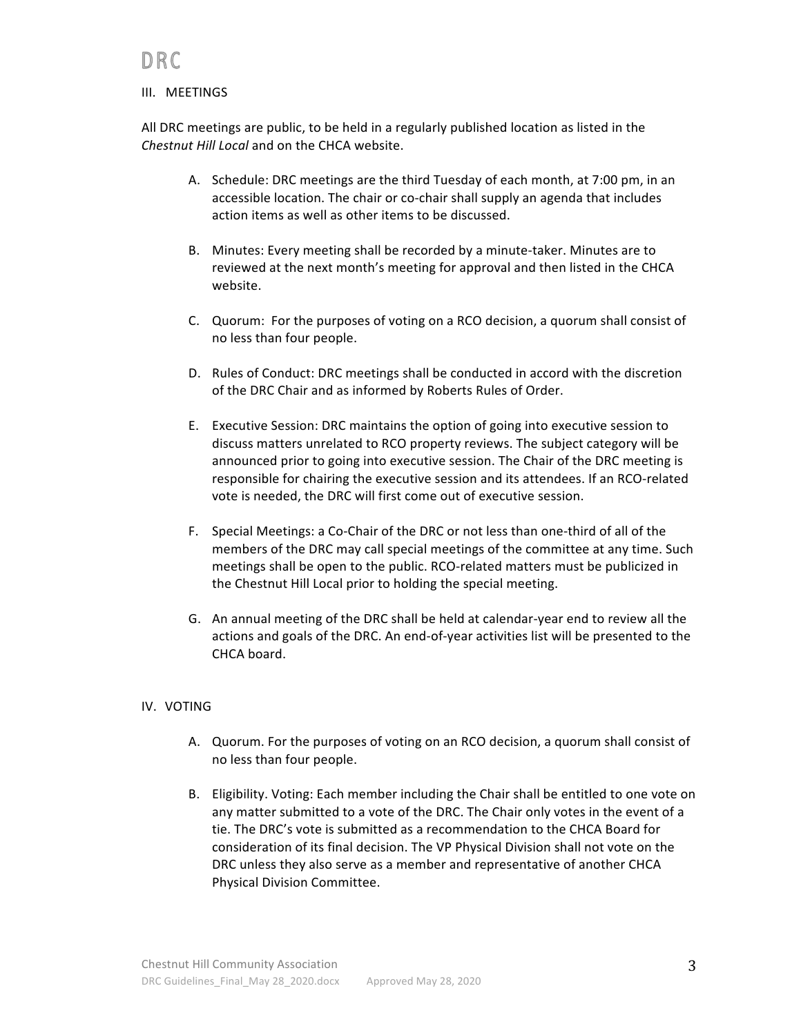## III. MEETINGS

All DRC meetings are public, to be held in a regularly published location as listed in the *Chestnut Hill Local* and on the CHCA website.

A. Schedule: DRC meetings are the third Tuesday of each month, at 7:00 pm, in an accessible location. The chair or co-chair shall supply an agenda that includes action items as well as other items to be discussed.

B. Minutes: Every meeting shall be recorded by a minute-taker. Minutes are to reviewed at the next month's meeting for approval and then listed in the CHCA website.

C. Quorum: For the purposes of voting on a RCO decision, a quorum shall consist of no less than four people.

D. Rules of Conduct: DRC meetings shall be conducted in accord with the discretion of the DRC Chair and as informed by Roberts Rules of Order.

E. Executive Session: DRC maintains the option of going into executive session to discuss matters unrelated to RCO property reviews. The subject category will be announced prior to going into executive session. The Chair of the DRC meeting is responsible for chairing the executive session and its attendees. If an RCO-related vote is needed, the DRC will first come out of executive session.

F. Special Meetings: a Co-Chair of the DRC or not less than one-third of all of the members of the DRC may call special meetings of the committee at any time. Such meetings shall be open to the public. RCO-related matters must be publicized in the Chestnut Hill Local prior to holding the special meeting.

G. An annual meeting of the DRC shall be held at calendar-year end to review all the actions and goals of the DRC. An end-of-year activities list will be presented to the CHCA board.

## IV. VOTING

A. Quorum. For the purposes of voting on an RCO decision, a quorum shall consist of no less than four people.

B. Eligibility. Voting: Each member including the Chair shall be entitled to one vote on any matter submitted to a vote of the DRC. The Chair only votes in the event of a tie. The DRC's vote is submitted as a recommendation to the CHCA Board for consideration of its final decision. The VP Physical Division shall not vote on the DRC unless they also serve as a member and representative of another CHCA Physical Division Committee.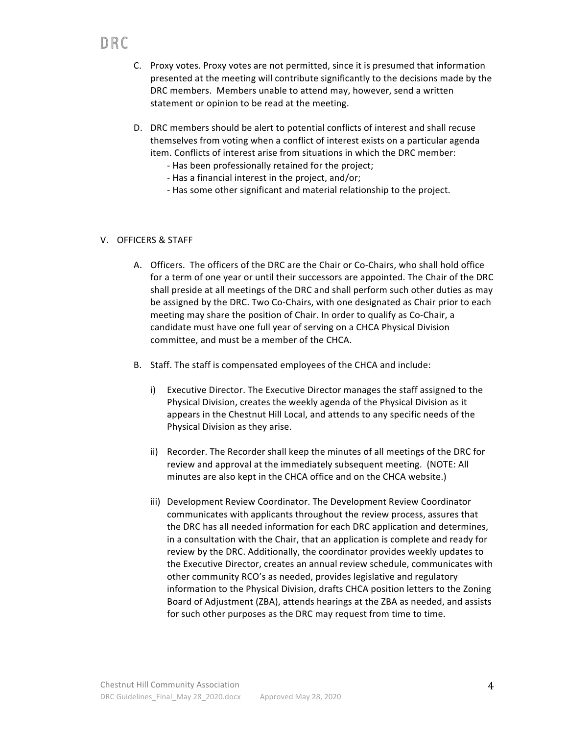C. Proxy votes. Proxy votes are not permitted, since it is presumed that information presented at the meeting will contribute significantly to the decisions made by the DRC members. Members unable to attend may, however, send a written statement or opinion to be read at the meeting.

D. DRC members should be alert to potential conflicts of interest and shall recuse themselves from voting when a conflict of interest exists on a particular agenda item. Conflicts of interest arise from situations in which the DRC member:
   - Has been professionally retained for the project;
   - Has a financial interest in the project, and/or;
   - Has some other significant and material relationship to the project.

## V. OFFICERS & STAFF

A. Officers. The officers of the DRC are the Chair or Co-Chairs, who shall hold office for a term of one year or until their successors are appointed. The Chair of the DRC shall preside at all meetings of the DRC and shall perform such other duties as may be assigned by the DRC. Two Co-Chairs, with one designated as Chair prior to each meeting may share the position of Chair. In order to qualify as Co-Chair, a candidate must have one full year of serving on a CHCA Physical Division committee, and must be a member of the CHCA.

B. Staff. The staff is compensated employees of the CHCA and include:

   i) Executive Director. The Executive Director manages the staff assigned to the Physical Division, creates the weekly agenda of the Physical Division as it appears in the Chestnut Hill Local, and attends to any specific needs of the Physical Division as they arise.

   ii) Recorder. The Recorder shall keep the minutes of all meetings of the DRC for review and approval at the immediately subsequent meeting. (NOTE: All minutes are also kept in the CHCA office and on the CHCA website.)

   iii) Development Review Coordinator. The Development Review Coordinator communicates with applicants throughout the review process, assures that the DRC has all needed information for each DRC application and determines, in a consultation with the Chair, that an application is complete and ready for review by the DRC. Additionally, the coordinator provides weekly updates to the Executive Director, creates an annual review schedule, communicates with other community RCO's as needed, provides legislative and regulatory information to the Physical Division, drafts CHCA position letters to the Zoning Board of Adjustment (ZBA), attends hearings at the ZBA as needed, and assists for such other purposes as the DRC may request from time to time.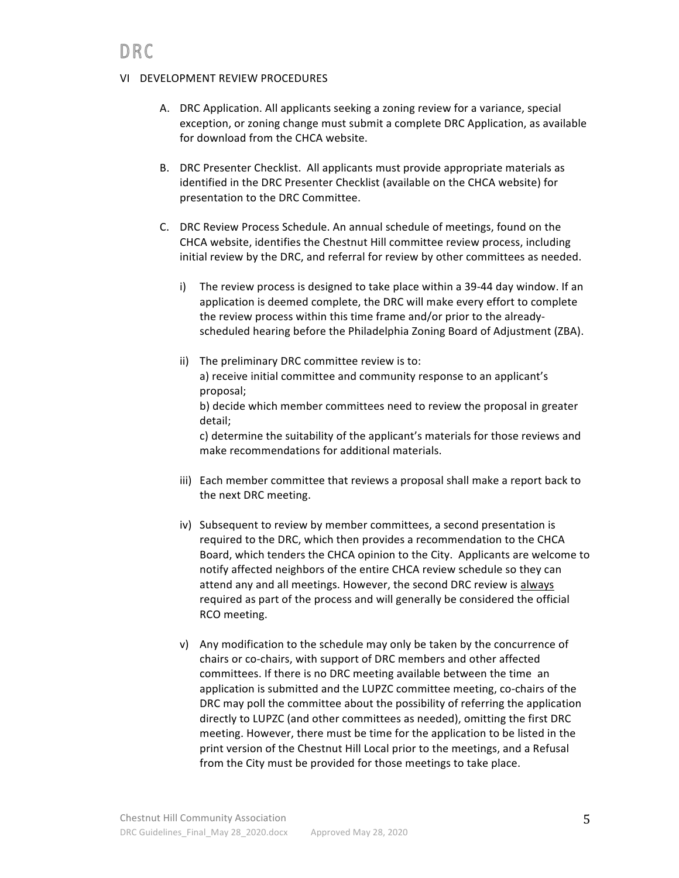## VI DEVELOPMENT REVIEW PROCEDURES

A. DRC Application. All applicants seeking a zoning review for a variance, special exception, or zoning change must submit a complete DRC Application, as available for download from the CHCA website.

B. DRC Presenter Checklist. All applicants must provide appropriate materials as identified in the DRC Presenter Checklist (available on the CHCA website) for presentation to the DRC Committee.

C. DRC Review Process Schedule. An annual schedule of meetings, found on the CHCA website, identifies the Chestnut Hill committee review process, including initial review by the DRC, and referral for review by other committees as needed.

   i) The review process is designed to take place within a 39-44 day window. If an application is deemed complete, the DRC will make every effort to complete the review process within this time frame and/or prior to the already-scheduled hearing before the Philadelphia Zoning Board of Adjustment (ZBA).

   ii) The preliminary DRC committee review is to:
   a) receive initial committee and community response to an applicant's proposal;
   b) decide which member committees need to review the proposal in greater detail;
   c) determine the suitability of the applicant's materials for those reviews and make recommendations for additional materials.

   iii) Each member committee that reviews a proposal shall make a report back to the next DRC meeting.

   iv) Subsequent to review by member committees, a second presentation is required to the DRC, which then provides a recommendation to the CHCA Board, which tenders the CHCA opinion to the City. Applicants are welcome to notify affected neighbors of the entire CHCA review schedule so they can attend any and all meetings. However, the second DRC review is <u>always</u> required as part of the process and will generally be considered the official RCO meeting.

   v) Any modification to the schedule may only be taken by the concurrence of chairs or co-chairs, with support of DRC members and other affected committees. If there is no DRC meeting available between the time an application is submitted and the LUPZC committee meeting, co-chairs of the DRC may poll the committee about the possibility of referring the application directly to LUPZC (and other committees as needed), omitting the first DRC meeting. However, there must be time for the application to be listed in the print version of the Chestnut Hill Local prior to the meetings, and a Refusal from the City must be provided for those meetings to take place.